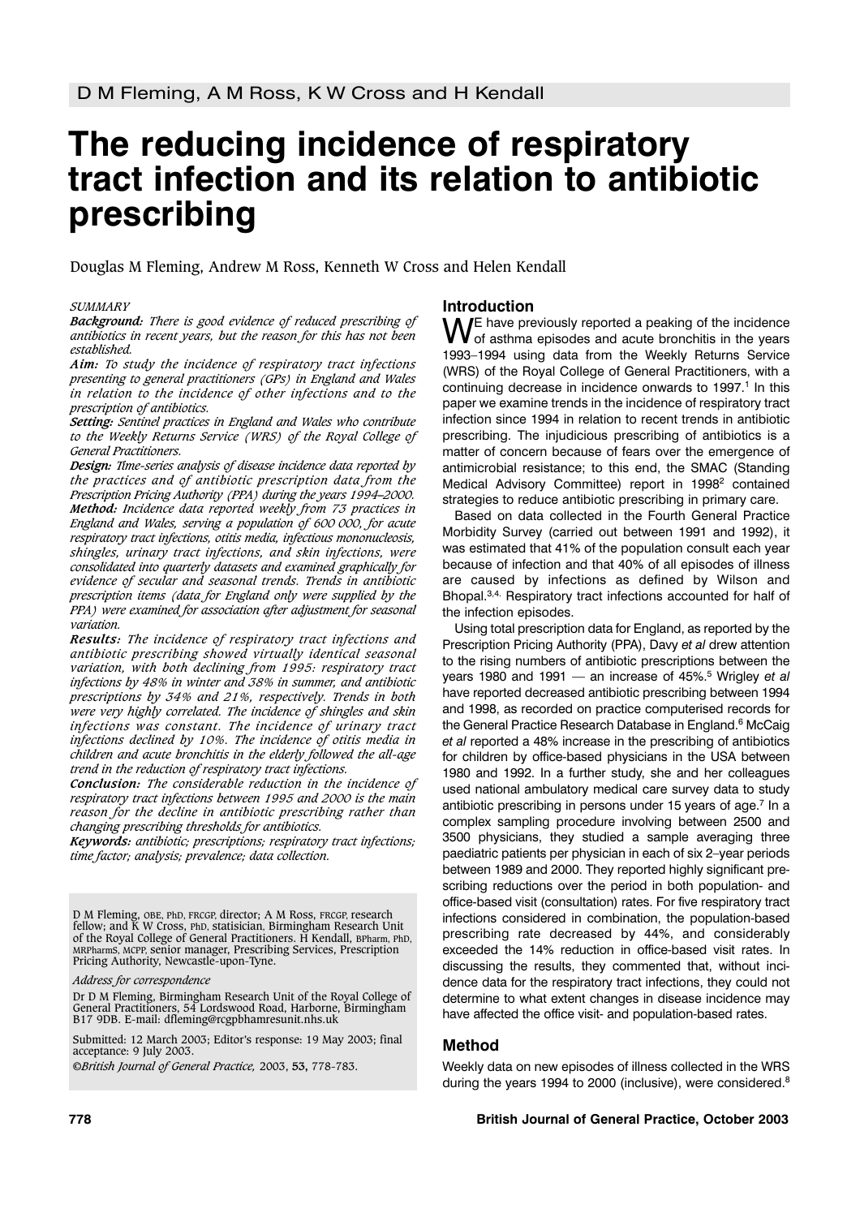D M Fleming, A M Ross, K W Cross and H Kendall

# The reducing incidence of respiratory tract infection and its relation to antibiotic prescribing

Douglas M Fleming, Andrew M Ross, Kenneth W Cross and Helen Kendall

*SUMMARY*

***Background:*** *There is good evidence of reduced prescribing of antibiotics in recent years, but the reason for this has not been established.*

***Aim:*** *To study the incidence of respiratory tract infections presenting to general practitioners (GPs) in England and Wales in relation to the incidence of other infections and to the prescription of antibiotics.*

***Setting:*** *Sentinel practices in England and Wales who contribute to the Weekly Returns Service (WRS) of the Royal College of General Practitioners.*

***Design:*** *Time-series analysis of disease incidence data reported by the practices and of antibiotic prescription data from the Prescription Pricing Authority (PPA) during the years 1994–2000.*

***Method:*** *Incidence data reported weekly from 73 practices in England and Wales, serving a population of 600 000, for acute respiratory tract infections, otitis media, infectious mononucleosis, shingles, urinary tract infections, and skin infections, were consolidated into quarterly datasets and examined graphically for evidence of secular and seasonal trends. Trends in antibiotic prescription items (data for England only were supplied by the PPA) were examined for association after adjustment for seasonal variation.*

***Results:*** *The incidence of respiratory tract infections and antibiotic prescribing showed virtually identical seasonal variation, with both declining from 1995: respiratory tract infections by 48% in winter and 38% in summer, and antibiotic prescriptions by 34% and 21%, respectively. Trends in both were very highly correlated. The incidence of shingles and skin infections was constant. The incidence of urinary tract infections declined by 10%. The incidence of otitis media in children and acute bronchitis in the elderly followed the all-age trend in the reduction of respiratory tract infections.*

***Conclusion:*** *The considerable reduction in the incidence of respiratory tract infections between 1995 and 2000 is the main reason for the decline in antibiotic prescribing rather than changing prescribing thresholds for antibiotics.*

***Keywords:*** *antibiotic; prescriptions; respiratory tract infections; time factor; analysis; prevalence; data collection.*

D M Fleming, OBE, PhD, FRCGP, director; A M Ross, FRCGP, research fellow; and K W Cross, PhD, statisician, Birmingham Research Unit of the Royal College of General Practitioners. H Kendall, BPharm, PhD, MRPharmS, MCPP, senior manager, Prescribing Services, Prescription Pricing Authority, Newcastle-upon-Tyne.

*Address for correspondence*

Dr D M Fleming, Birmingham Research Unit of the Royal College of General Practitioners, 54 Lordswood Road, Harborne, Birmingham B17 9DB. E-mail: dfleming@rcgpbhamresunit.nhs.uk

Submitted: 12 March 2003; Editor's response: 19 May 2003; final acceptance: 9 July 2003.

*©British Journal of General Practice,* 2003, **53**, 778-783.

## Introduction

WE have previously reported a peaking of the incidence of asthma episodes and acute bronchitis in the years 1993–1994 using data from the Weekly Returns Service (WRS) of the Royal College of General Practitioners, with a continuing decrease in incidence onwards to 1997.[1] In this paper we examine trends in the incidence of respiratory tract infection since 1994 in relation to recent trends in antibiotic prescribing. The injudicious prescribing of antibiotics is a matter of concern because of fears over the emergence of antimicrobial resistance; to this end, the SMAC (Standing Medical Advisory Committee) report in 1998[2] contained strategies to reduce antibiotic prescribing in primary care.

Based on data collected in the Fourth General Practice Morbidity Survey (carried out between 1991 and 1992), it was estimated that 41% of the population consult each year because of infection and that 40% of all episodes of illness are caused by infections as defined by Wilson and Bhopal.[3,4] Respiratory tract infections accounted for half of the infection episodes.

Using total prescription data for England, as reported by the Prescription Pricing Authority (PPA), Davy *et al* drew attention to the rising numbers of antibiotic prescriptions between the years 1980 and 1991 — an increase of 45%.[5] Wrigley *et al* have reported decreased antibiotic prescribing between 1994 and 1998, as recorded on practice computerised records for the General Practice Research Database in England.[6] McCaig *et al* reported a 48% increase in the prescribing of antibiotics for children by office-based physicians in the USA between 1980 and 1992. In a further study, she and her colleagues used national ambulatory medical care survey data to study antibiotic prescribing in persons under 15 years of age.[7] In a complex sampling procedure involving between 2500 and 3500 physicians, they studied a sample averaging three paediatric patients per physician in each of six 2–year periods between 1989 and 2000. They reported highly significant prescribing reductions over the period in both population- and office-based visit (consultation) rates. For five respiratory tract infections considered in combination, the population-based prescribing rate decreased by 44%, and considerably exceeded the 14% reduction in office-based visit rates. In discussing the results, they commented that, without incidence data for the respiratory tract infections, they could not determine to what extent changes in disease incidence may have affected the office visit- and population-based rates.

## Method

Weekly data on new episodes of illness collected in the WRS during the years 1994 to 2000 (inclusive), were considered.[8]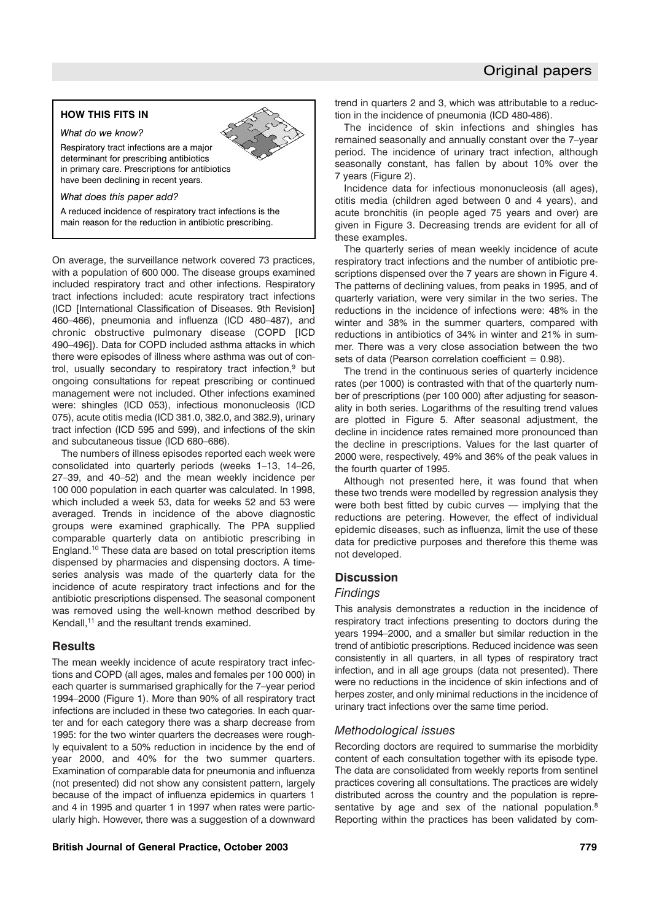### HOW THIS FITS IN

*What do we know?*

Respiratory tract infections are a major determinant for prescribing antibiotics in primary care. Prescriptions for antibiotics have been declining in recent years.

*What does this paper add?*

A reduced incidence of respiratory tract infections is the main reason for the reduction in antibiotic prescribing.

On average, the surveillance network covered 73 practices, with a population of 600 000. The disease groups examined included respiratory tract and other infections. Respiratory tract infections included: acute respiratory tract infections (ICD [International Classification of Diseases. 9th Revision] 460–466), pneumonia and influenza (ICD 480–487), and chronic obstructive pulmonary disease (COPD [ICD 490–496]). Data for COPD included asthma attacks in which there were episodes of illness where asthma was out of control, usually secondary to respiratory tract infection,[9] but ongoing consultations for repeat prescribing or continued management were not included. Other infections examined were: shingles (ICD 053), infectious mononucleosis (ICD 075), acute otitis media (ICD 381.0, 382.0, and 382.9), urinary tract infection (ICD 595 and 599), and infections of the skin and subcutaneous tissue (ICD 680–686).

The numbers of illness episodes reported each week were consolidated into quarterly periods (weeks 1–13, 14–26, 27–39, and 40–52) and the mean weekly incidence per 100 000 population in each quarter was calculated. In 1998, which included a week 53, data for weeks 52 and 53 were averaged. Trends in incidence of the above diagnostic groups were examined graphically. The PPA supplied comparable quarterly data on antibiotic prescribing in England.[10] These data are based on total prescription items dispensed by pharmacies and dispensing doctors. A time-series analysis was made of the quarterly data for the incidence of acute respiratory tract infections and for the antibiotic prescriptions dispensed. The seasonal component was removed using the well-known method described by Kendall,[11] and the resultant trends examined.

## Results

The mean weekly incidence of acute respiratory tract infections and COPD (all ages, males and females per 100 000) in each quarter is summarised graphically for the 7–year period 1994–2000 (Figure 1). More than 90% of all respiratory tract infections are included in these two categories. In each quarter and for each category there was a sharp decrease from 1995: for the two winter quarters the decreases were roughly equivalent to a 50% reduction in incidence by the end of year 2000, and 40% for the two summer quarters. Examination of comparable data for pneumonia and influenza (not presented) did not show any consistent pattern, largely because of the impact of influenza epidemics in quarters 1 and 4 in 1995 and quarter 1 in 1997 when rates were particularly high. However, there was a suggestion of a downward trend in quarters 2 and 3, which was attributable to a reduction in the incidence of pneumonia (ICD 480-486).

The incidence of skin infections and shingles has remained seasonally and annually constant over the 7–year period. The incidence of urinary tract infection, although seasonally constant, has fallen by about 10% over the 7 years (Figure 2).

Incidence data for infectious mononucleosis (all ages), otitis media (children aged between 0 and 4 years), and acute bronchitis (in people aged 75 years and over) are given in Figure 3. Decreasing trends are evident for all of these examples.

The quarterly series of mean weekly incidence of acute respiratory tract infections and the number of antibiotic prescriptions dispensed over the 7 years are shown in Figure 4. The patterns of declining values, from peaks in 1995, and of quarterly variation, were very similar in the two series. The reductions in the incidence of infections were: 48% in the winter and 38% in the summer quarters, compared with reductions in antibiotics of 34% in winter and 21% in summer. There was a very close association between the two sets of data (Pearson correlation coefficient = 0.98).

The trend in the continuous series of quarterly incidence rates (per 1000) is contrasted with that of the quarterly number of prescriptions (per 100 000) after adjusting for seasonality in both series. Logarithms of the resulting trend values are plotted in Figure 5. After seasonal adjustment, the decline in incidence rates remained more pronounced than the decline in prescriptions. Values for the last quarter of 2000 were, respectively, 49% and 36% of the peak values in the fourth quarter of 1995.

Although not presented here, it was found that when these two trends were modelled by regression analysis they were both best fitted by cubic curves — implying that the reductions are petering. However, the effect of individual epidemic diseases, such as influenza, limit the use of these data for predictive purposes and therefore this theme was not developed.

## Discussion

### *Findings*

This analysis demonstrates a reduction in the incidence of respiratory tract infections presenting to doctors during the years 1994–2000, and a smaller but similar reduction in the trend of antibiotic prescriptions. Reduced incidence was seen consistently in all quarters, in all types of respiratory tract infection, and in all age groups (data not presented). There were no reductions in the incidence of skin infections and of herpes zoster, and only minimal reductions in the incidence of urinary tract infections over the same time period.

### *Methodological issues*

Recording doctors are required to summarise the morbidity content of each consultation together with its episode type. The data are consolidated from weekly reports from sentinel practices covering all consultations. The practices are widely distributed across the country and the population is representative by age and sex of the national population.[8] Reporting within the practices has been validated by com-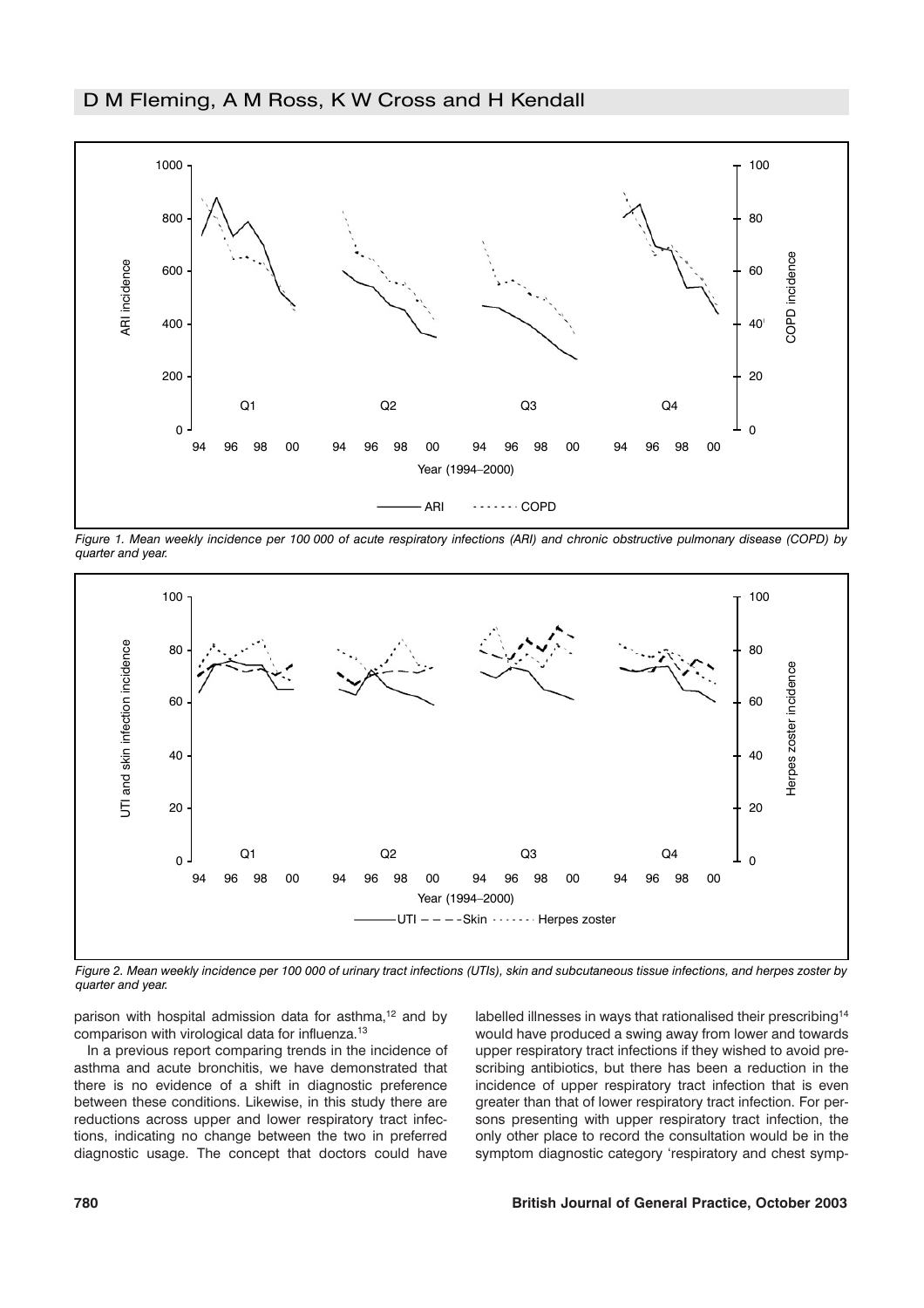*Figure 1. Mean weekly incidence per 100 000 of acute respiratory infections (ARI) and chronic obstructive pulmonary disease (COPD) by quarter and year.*

*Figure 2. Mean weekly incidence per 100 000 of urinary tract infections (UTIs), skin and subcutaneous tissue infections, and herpes zoster by quarter and year.*

parison with hospital admission data for asthma,[12] and by comparison with virological data for influenza.[13]

In a previous report comparing trends in the incidence of asthma and acute bronchitis, we have demonstrated that there is no evidence of a shift in diagnostic preference between these conditions. Likewise, in this study there are reductions across upper and lower respiratory tract infections, indicating no change between the two in preferred diagnostic usage. The concept that doctors could have labelled illnesses in ways that rationalised their prescribing[14] would have produced a swing away from lower and towards upper respiratory tract infections if they wished to avoid prescribing antibiotics, but there has been a reduction in the incidence of upper respiratory tract infection that is even greater than that of lower respiratory tract infection. For persons presenting with upper respiratory tract infection, the only other place to record the consultation would be in the symptom diagnostic category 'respiratory and chest symp-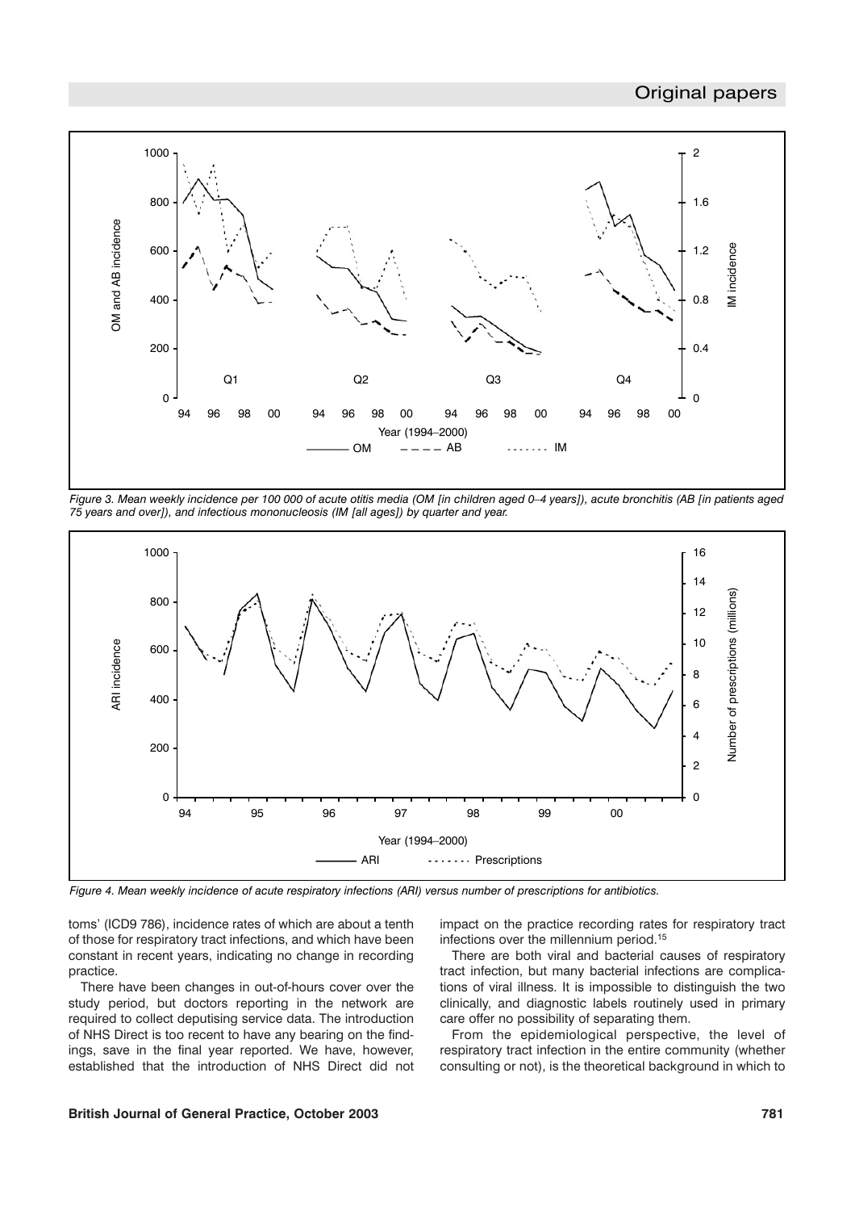*Figure 3. Mean weekly incidence per 100 000 of acute otitis media (OM [in children aged 0–4 years]), acute bronchitis (AB [in patients aged 75 years and over]), and infectious mononucleosis (IM [all ages]) by quarter and year.*

*Figure 4. Mean weekly incidence of acute respiratory infections (ARI) versus number of prescriptions for antibiotics.*

toms' (ICD9 786), incidence rates of which are about a tenth of those for respiratory tract infections, and which have been constant in recent years, indicating no change in recording practice.

There have been changes in out-of-hours cover over the study period, but doctors reporting in the network are required to collect deputising service data. The introduction of NHS Direct is too recent to have any bearing on the findings, save in the final year reported. We have, however, established that the introduction of NHS Direct did not impact on the practice recording rates for respiratory tract infections over the millennium period.[15]

There are both viral and bacterial causes of respiratory tract infection, but many bacterial infections are complications of viral illness. It is impossible to distinguish the two clinically, and diagnostic labels routinely used in primary care offer no possibility of separating them.

From the epidemiological perspective, the level of respiratory tract infection in the entire community (whether consulting or not), is the theoretical background in which to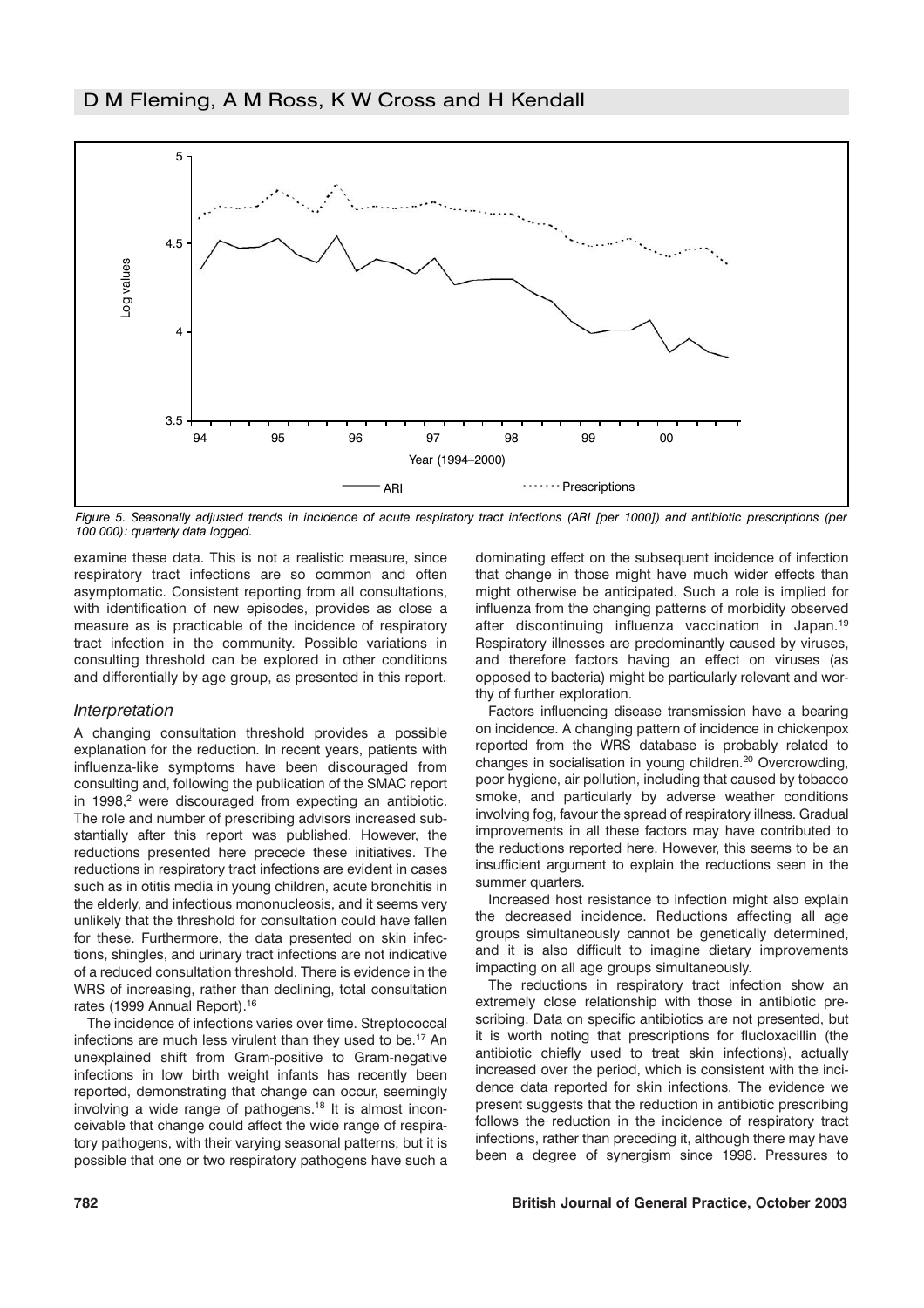*Figure 5. Seasonally adjusted trends in incidence of acute respiratory tract infections (ARI [per 1000]) and antibiotic prescriptions (per 100 000): quarterly data logged.*

examine these data. This is not a realistic measure, since respiratory tract infections are so common and often asymptomatic. Consistent reporting from all consultations, with identification of new episodes, provides as close a measure as is practicable of the incidence of respiratory tract infection in the community. Possible variations in consulting threshold can be explored in other conditions and differentially by age group, as presented in this report.

### Interpretation

A changing consultation threshold provides a possible explanation for the reduction. In recent years, patients with influenza-like symptoms have been discouraged from consulting and, following the publication of the SMAC report in 1998,[2] were discouraged from expecting an antibiotic. The role and number of prescribing advisors increased substantially after this report was published. However, the reductions presented here precede these initiatives. The reductions in respiratory tract infections are evident in cases such as in otitis media in young children, acute bronchitis in the elderly, and infectious mononucleosis, and it seems very unlikely that the threshold for consultation could have fallen for these. Furthermore, the data presented on skin infections, shingles, and urinary tract infections are not indicative of a reduced consultation threshold. There is evidence in the WRS of increasing, rather than declining, total consultation rates (1999 Annual Report).[16]

The incidence of infections varies over time. Streptococcal infections are much less virulent than they used to be.[17] An unexplained shift from Gram-positive to Gram-negative infections in low birth weight infants has recently been reported, demonstrating that change can occur, seemingly involving a wide range of pathogens.[18] It is almost inconceivable that change could affect the wide range of respiratory pathogens, with their varying seasonal patterns, but it is possible that one or two respiratory pathogens have such a dominating effect on the subsequent incidence of infection that change in those might have much wider effects than might otherwise be anticipated. Such a role is implied for influenza from the changing patterns of morbidity observed after discontinuing influenza vaccination in Japan.[19] Respiratory illnesses are predominantly caused by viruses, and therefore factors having an effect on viruses (as opposed to bacteria) might be particularly relevant and worthy of further exploration.

Factors influencing disease transmission have a bearing on incidence. A changing pattern of incidence in chickenpox reported from the WRS database is probably related to changes in socialisation in young children.[20] Overcrowding, poor hygiene, air pollution, including that caused by tobacco smoke, and particularly by adverse weather conditions involving fog, favour the spread of respiratory illness. Gradual improvements in all these factors may have contributed to the reductions reported here. However, this seems to be an insufficient argument to explain the reductions seen in the summer quarters.

Increased host resistance to infection might also explain the decreased incidence. Reductions affecting all age groups simultaneously cannot be genetically determined, and it is also difficult to imagine dietary improvements impacting on all age groups simultaneously.

The reductions in respiratory tract infection show an extremely close relationship with those in antibiotic prescribing. Data on specific antibiotics are not presented, but it is worth noting that prescriptions for flucloxacillin (the antibiotic chiefly used to treat skin infections), actually increased over the period, which is consistent with the incidence data reported for skin infections. The evidence we present suggests that the reduction in antibiotic prescribing follows the reduction in the incidence of respiratory tract infections, rather than preceding it, although there may have been a degree of synergism since 1998. Pressures to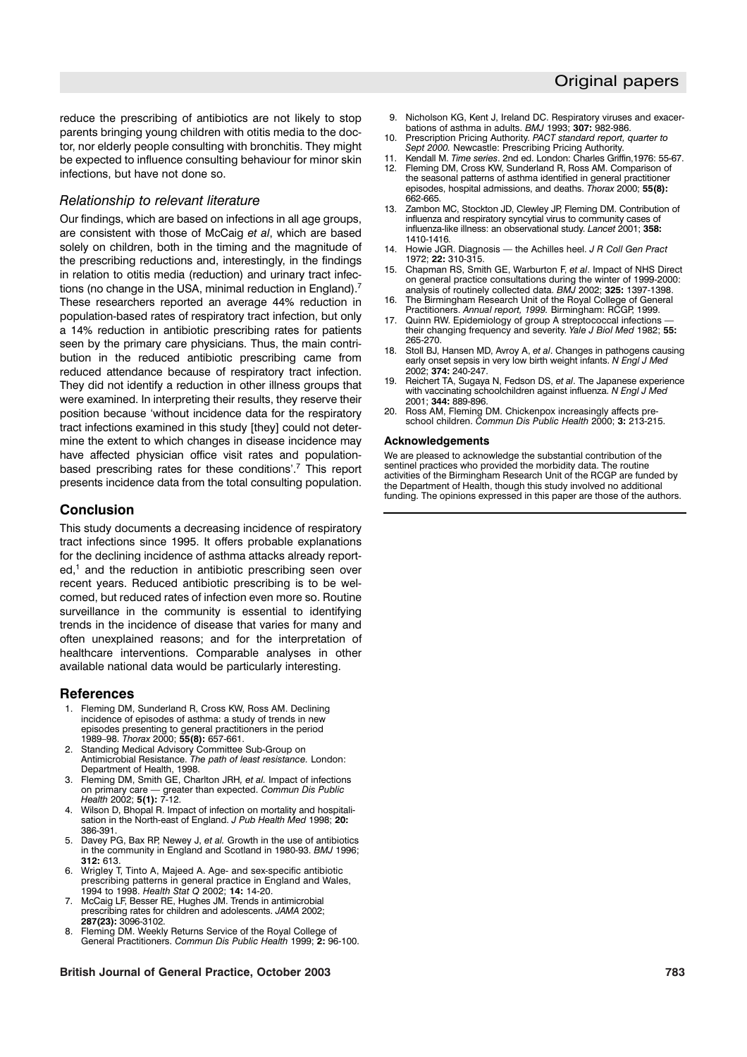reduce the prescribing of antibiotics are not likely to stop parents bringing young children with otitis media to the doctor, nor elderly people consulting with bronchitis. They might be expected to influence consulting behaviour for minor skin infections, but have not done so.

### *Relationship to relevant literature*

Our findings, which are based on infections in all age groups, are consistent with those of McCaig *et al*, which are based solely on children, both in the timing and the magnitude of the prescribing reductions and, interestingly, in the findings in relation to otitis media (reduction) and urinary tract infections (no change in the USA, minimal reduction in England).[7] These researchers reported an average 44% reduction in population-based rates of respiratory tract infection, but only a 14% reduction in antibiotic prescribing rates for patients seen by the primary care physicians. Thus, the main contribution in the reduced antibiotic prescribing came from reduced attendance because of respiratory tract infection. They did not identify a reduction in other illness groups that were examined. In interpreting their results, they reserve their position because 'without incidence data for the respiratory tract infections examined in this study [they] could not determine the extent to which changes in disease incidence may have affected physician office visit rates and population-based prescribing rates for these conditions'.[7] This report presents incidence data from the total consulting population.

## Conclusion

This study documents a decreasing incidence of respiratory tract infections since 1995. It offers probable explanations for the declining incidence of asthma attacks already reported,[1] and the reduction in antibiotic prescribing seen over recent years. Reduced antibiotic prescribing is to be welcomed, but reduced rates of infection even more so. Routine surveillance in the community is essential to identifying trends in the incidence of disease that varies for many and often unexplained reasons; and for the interpretation of healthcare interventions. Comparable analyses in other available national data would be particularly interesting.

## References

1. Fleming DM, Sunderland R, Cross KW, Ross AM. Declining incidence of episodes of asthma: a study of trends in new episodes presenting to general practitioners in the period 1989–98. *Thorax* 2000; **55(8):** 657-661.
2. Standing Medical Advisory Committee Sub-Group on Antimicrobial Resistance. *The path of least resistance.* London: Department of Health, 1998.
3. Fleming DM, Smith GE, Charlton JRH*, et al.* Impact of infections on primary care — greater than expected. *Commun Dis Public Health* 2002; **5(1):** 7-12.
4. Wilson D, Bhopal R. Impact of infection on mortality and hospitalisation in the North-east of England. *J Pub Health Med* 1998; **20:** 386-391.
5. Davey PG, Bax RP, Newey J, *et al.* Growth in the use of antibiotics in the community in England and Scotland in 1980-93. *BMJ* 1996; **312:** 613.
6. Wrigley T, Tinto A, Majeed A. Age- and sex-specific antibiotic prescribing patterns in general practice in England and Wales, 1994 to 1998. *Health Stat Q* 2002; **14:** 14-20.
7. McCaig LF, Besser RE, Hughes JM. Trends in antimicrobial prescribing rates for children and adolescents. *JAMA* 2002; **287(23):** 3096-3102.
8. Fleming DM. Weekly Returns Service of the Royal College of General Practitioners. *Commun Dis Public Health* 1999; **2:** 96-100.
9. Nicholson KG, Kent J, Ireland DC. Respiratory viruses and exacerbations of asthma in adults. *BMJ* 1993; **307:** 982-986.
10. Prescription Pricing Authority. *PACT standard report, quarter to Sept 2000.* Newcastle: Prescribing Pricing Authority.
11. Kendall M. *Time series*. 2nd ed. London: Charles Griffin,1976: 55-67.
12. Fleming DM, Cross KW, Sunderland R, Ross AM. Comparison of the seasonal patterns of asthma identified in general practitioner episodes, hospital admissions, and deaths. *Thorax* 2000; **55(8):** 662-665.
13. Zambon MC, Stockton JD, Clewley JP, Fleming DM. Contribution of influenza and respiratory syncytial virus to community cases of influenza-like illness: an observational study. *Lancet* 2001; **358:** 1410-1416.
14. Howie JGR. Diagnosis — the Achilles heel. *J R Coll Gen Pract* 1972; **22:** 310-315.
15. Chapman RS, Smith GE, Warburton F, *et al*. Impact of NHS Direct on general practice consultations during the winter of 1999-2000: analysis of routinely collected data. *BMJ* 2002; **325:** 1397-1398.
16. The Birmingham Research Unit of the Royal College of General Practitioners. *Annual report, 1999.* Birmingham: RCGP, 1999.
17. Quinn RW. Epidemiology of group A streptococcal infections — their changing frequency and severity. *Yale J Biol Med* 1982; **55:** 265-270.
18. Stoll BJ, Hansen MD, Avroy A, *et al*. Changes in pathogens causing early onset sepsis in very low birth weight infants. *N Engl J Med* 2002; **374:** 240-247.
19. Reichert TA, Sugaya N, Fedson DS, *et al*. The Japanese experience with vaccinating schoolchildren against influenza. *N Engl J Med* 2001; **344:** 889-896.
20. Ross AM, Fleming DM. Chickenpox increasingly affects preschool children. *Commun Dis Public Health* 2000; **3:** 213-215.

#### Acknowledgements

We are pleased to acknowledge the substantial contribution of the sentinel practices who provided the morbidity data. The routine activities of the Birmingham Research Unit of the RCGP are funded by the Department of Health, though this study involved no additional funding. The opinions expressed in this paper are those of the authors.